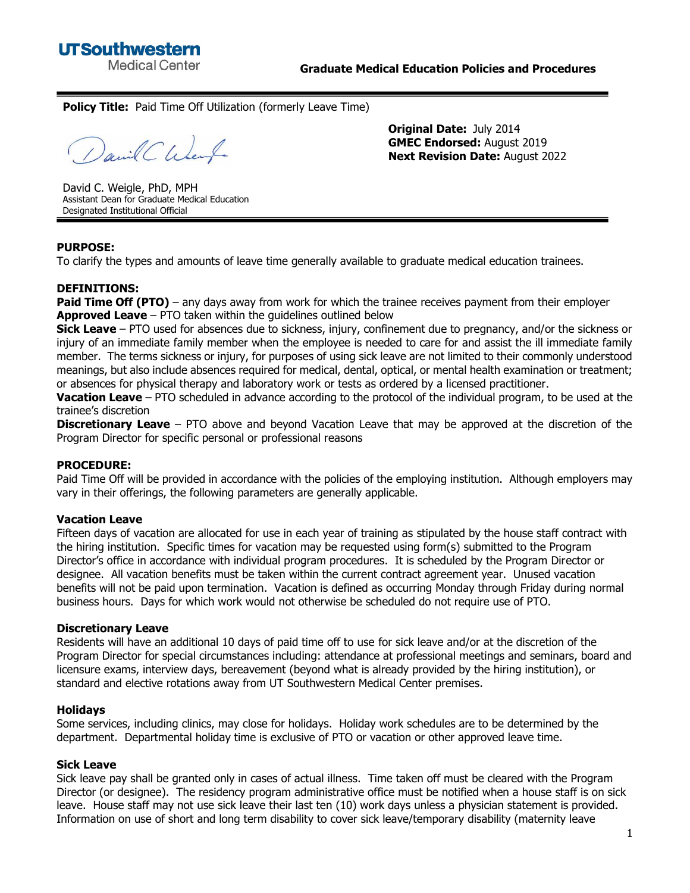**UTSouthwestern**
Medical Center

**Graduate Medical Education Policies and Procedures**

---

**Policy Title:** Paid Time Off Utilization (formerly Leave Time)

David C. Weigle, PhD, MPH
Assistant Dean for Graduate Medical Education
Designated Institutional Official

**Original Date:** July 2014
**GMEC Endorsed:** August 2019
**Next Revision Date:** August 2022

---

**PURPOSE:**

To clarify the types and amounts of leave time generally available to graduate medical education trainees.

**DEFINITIONS:**

**Paid Time Off (PTO)** – any days away from work for which the trainee receives payment from their employer
**Approved Leave** – PTO taken within the guidelines outlined below
**Sick Leave** – PTO used for absences due to sickness, injury, confinement due to pregnancy, and/or the sickness or injury of an immediate family member when the employee is needed to care for and assist the ill immediate family member. The terms sickness or injury, for purposes of using sick leave are not limited to their commonly understood meanings, but also include absences required for medical, dental, optical, or mental health examination or treatment; or absences for physical therapy and laboratory work or tests as ordered by a licensed practitioner.
**Vacation Leave** – PTO scheduled in advance according to the protocol of the individual program, to be used at the trainee's discretion
**Discretionary Leave** – PTO above and beyond Vacation Leave that may be approved at the discretion of the Program Director for specific personal or professional reasons

**PROCEDURE:**

Paid Time Off will be provided in accordance with the policies of the employing institution. Although employers may vary in their offerings, the following parameters are generally applicable.

**Vacation Leave**

Fifteen days of vacation are allocated for use in each year of training as stipulated by the house staff contract with the hiring institution. Specific times for vacation may be requested using form(s) submitted to the Program Director's office in accordance with individual program procedures. It is scheduled by the Program Director or designee. All vacation benefits must be taken within the current contract agreement year. Unused vacation benefits will not be paid upon termination. Vacation is defined as occurring Monday through Friday during normal business hours. Days for which work would not otherwise be scheduled do not require use of PTO.

**Discretionary Leave**

Residents will have an additional 10 days of paid time off to use for sick leave and/or at the discretion of the Program Director for special circumstances including: attendance at professional meetings and seminars, board and licensure exams, interview days, bereavement (beyond what is already provided by the hiring institution), or standard and elective rotations away from UT Southwestern Medical Center premises.

**Holidays**

Some services, including clinics, may close for holidays. Holiday work schedules are to be determined by the department. Departmental holiday time is exclusive of PTO or vacation or other approved leave time.

**Sick Leave**

Sick leave pay shall be granted only in cases of actual illness. Time taken off must be cleared with the Program Director (or designee). The residency program administrative office must be notified when a house staff is on sick leave. House staff may not use sick leave their last ten (10) work days unless a physician statement is provided. Information on use of short and long term disability to cover sick leave/temporary disability (maternity leave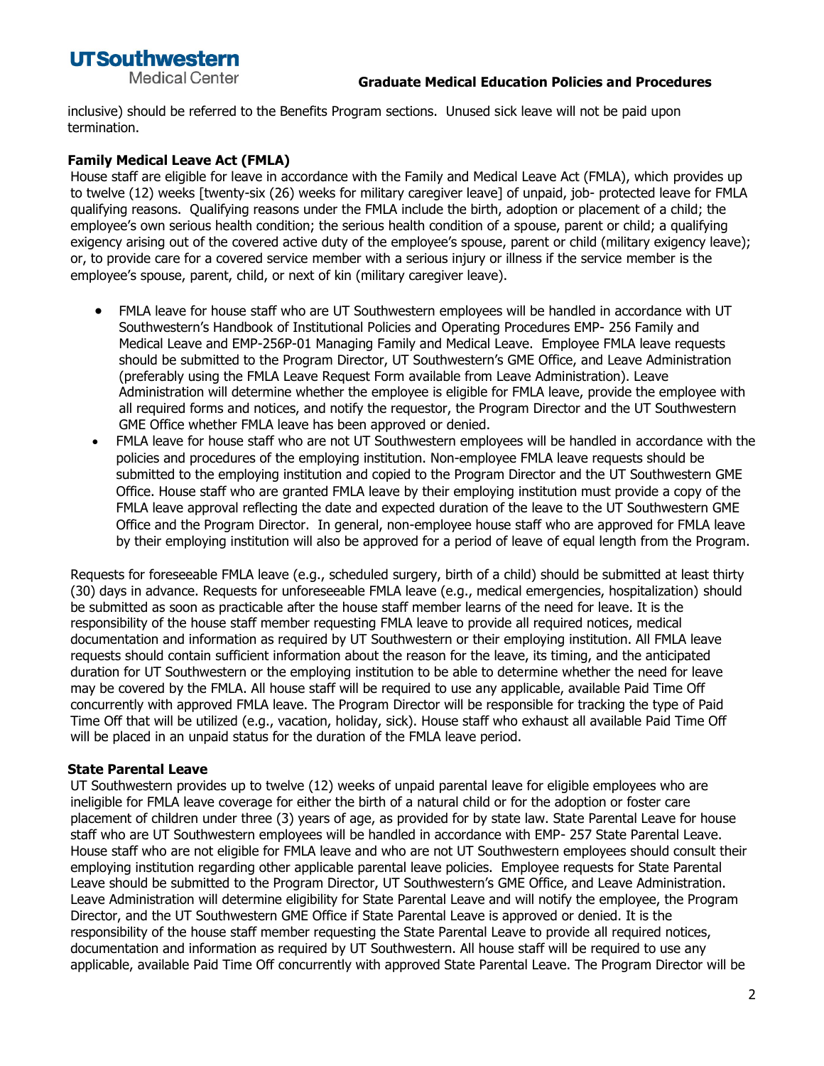inclusive) should be referred to the Benefits Program sections. Unused sick leave will not be paid upon termination.

### Family Medical Leave Act (FMLA)

House staff are eligible for leave in accordance with the Family and Medical Leave Act (FMLA), which provides up to twelve (12) weeks [twenty-six (26) weeks for military caregiver leave] of unpaid, job- protected leave for FMLA qualifying reasons. Qualifying reasons under the FMLA include the birth, adoption or placement of a child; the employee's own serious health condition; the serious health condition of a spouse, parent or child; a qualifying exigency arising out of the covered active duty of the employee's spouse, parent or child (military exigency leave); or, to provide care for a covered service member with a serious injury or illness if the service member is the employee's spouse, parent, child, or next of kin (military caregiver leave).

- FMLA leave for house staff who are UT Southwestern employees will be handled in accordance with UT Southwestern's Handbook of Institutional Policies and Operating Procedures EMP- 256 Family and Medical Leave and EMP-256P-01 Managing Family and Medical Leave. Employee FMLA leave requests should be submitted to the Program Director, UT Southwestern's GME Office, and Leave Administration (preferably using the FMLA Leave Request Form available from Leave Administration). Leave Administration will determine whether the employee is eligible for FMLA leave, provide the employee with all required forms and notices, and notify the requestor, the Program Director and the UT Southwestern GME Office whether FMLA leave has been approved or denied.
- FMLA leave for house staff who are not UT Southwestern employees will be handled in accordance with the policies and procedures of the employing institution. Non-employee FMLA leave requests should be submitted to the employing institution and copied to the Program Director and the UT Southwestern GME Office. House staff who are granted FMLA leave by their employing institution must provide a copy of the FMLA leave approval reflecting the date and expected duration of the leave to the UT Southwestern GME Office and the Program Director. In general, non-employee house staff who are approved for FMLA leave by their employing institution will also be approved for a period of leave of equal length from the Program.

Requests for foreseeable FMLA leave (e.g., scheduled surgery, birth of a child) should be submitted at least thirty (30) days in advance. Requests for unforeseeable FMLA leave (e.g., medical emergencies, hospitalization) should be submitted as soon as practicable after the house staff member learns of the need for leave. It is the responsibility of the house staff member requesting FMLA leave to provide all required notices, medical documentation and information as required by UT Southwestern or their employing institution. All FMLA leave requests should contain sufficient information about the reason for the leave, its timing, and the anticipated duration for UT Southwestern or the employing institution to be able to determine whether the need for leave may be covered by the FMLA. All house staff will be required to use any applicable, available Paid Time Off concurrently with approved FMLA leave. The Program Director will be responsible for tracking the type of Paid Time Off that will be utilized (e.g., vacation, holiday, sick). House staff who exhaust all available Paid Time Off will be placed in an unpaid status for the duration of the FMLA leave period.

### State Parental Leave

UT Southwestern provides up to twelve (12) weeks of unpaid parental leave for eligible employees who are ineligible for FMLA leave coverage for either the birth of a natural child or for the adoption or foster care placement of children under three (3) years of age, as provided for by state law. State Parental Leave for house staff who are UT Southwestern employees will be handled in accordance with EMP- 257 State Parental Leave. House staff who are not eligible for FMLA leave and who are not UT Southwestern employees should consult their employing institution regarding other applicable parental leave policies. Employee requests for State Parental Leave should be submitted to the Program Director, UT Southwestern's GME Office, and Leave Administration. Leave Administration will determine eligibility for State Parental Leave and will notify the employee, the Program Director, and the UT Southwestern GME Office if State Parental Leave is approved or denied. It is the responsibility of the house staff member requesting the State Parental Leave to provide all required notices, documentation and information as required by UT Southwestern. All house staff will be required to use any applicable, available Paid Time Off concurrently with approved State Parental Leave. The Program Director will be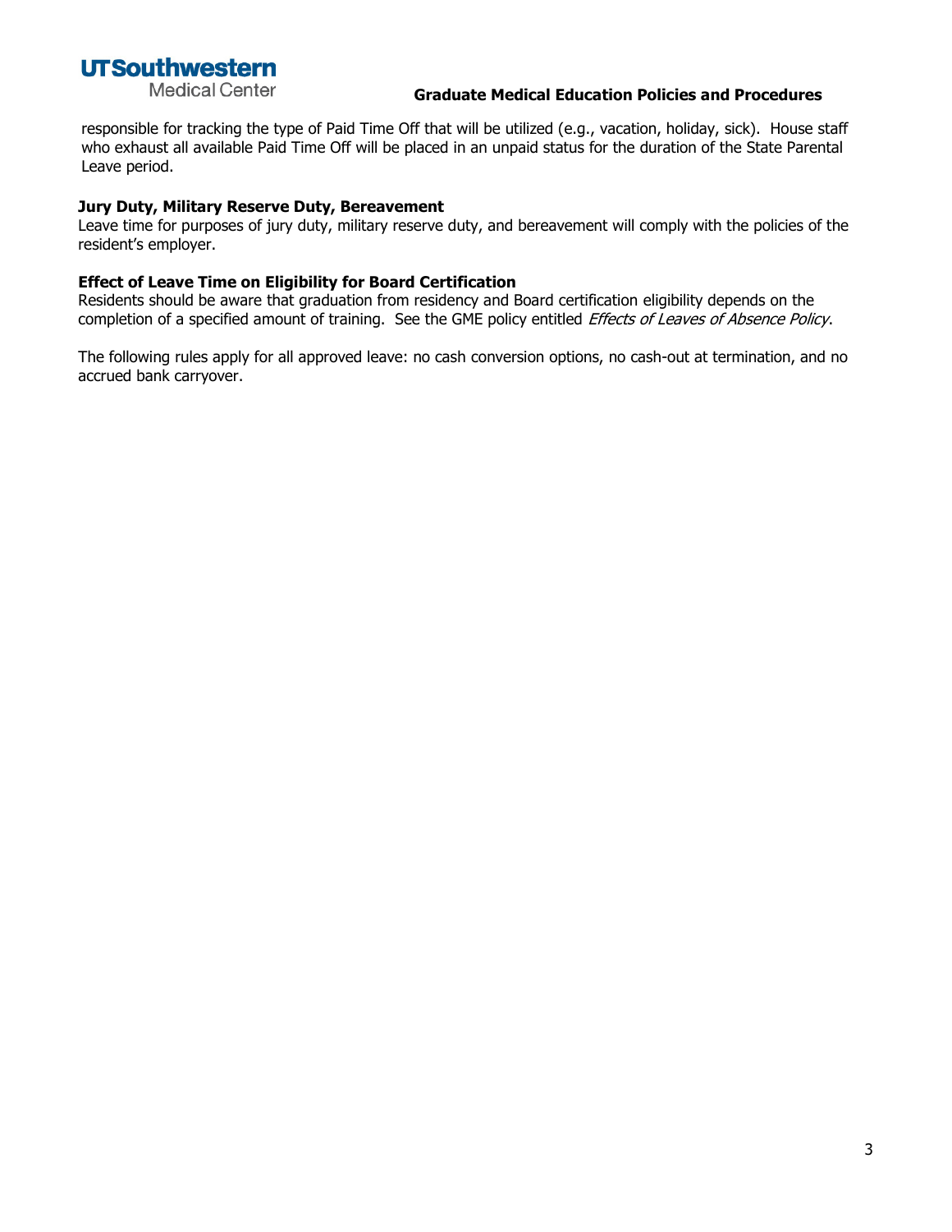responsible for tracking the type of Paid Time Off that will be utilized (e.g., vacation, holiday, sick). House staff who exhaust all available Paid Time Off will be placed in an unpaid status for the duration of the State Parental Leave period.

**Jury Duty, Military Reserve Duty, Bereavement**

Leave time for purposes of jury duty, military reserve duty, and bereavement will comply with the policies of the resident's employer.

**Effect of Leave Time on Eligibility for Board Certification**

Residents should be aware that graduation from residency and Board certification eligibility depends on the completion of a specified amount of training. See the GME policy entitled *Effects of Leaves of Absence Policy*.

The following rules apply for all approved leave: no cash conversion options, no cash-out at termination, and no accrued bank carryover.